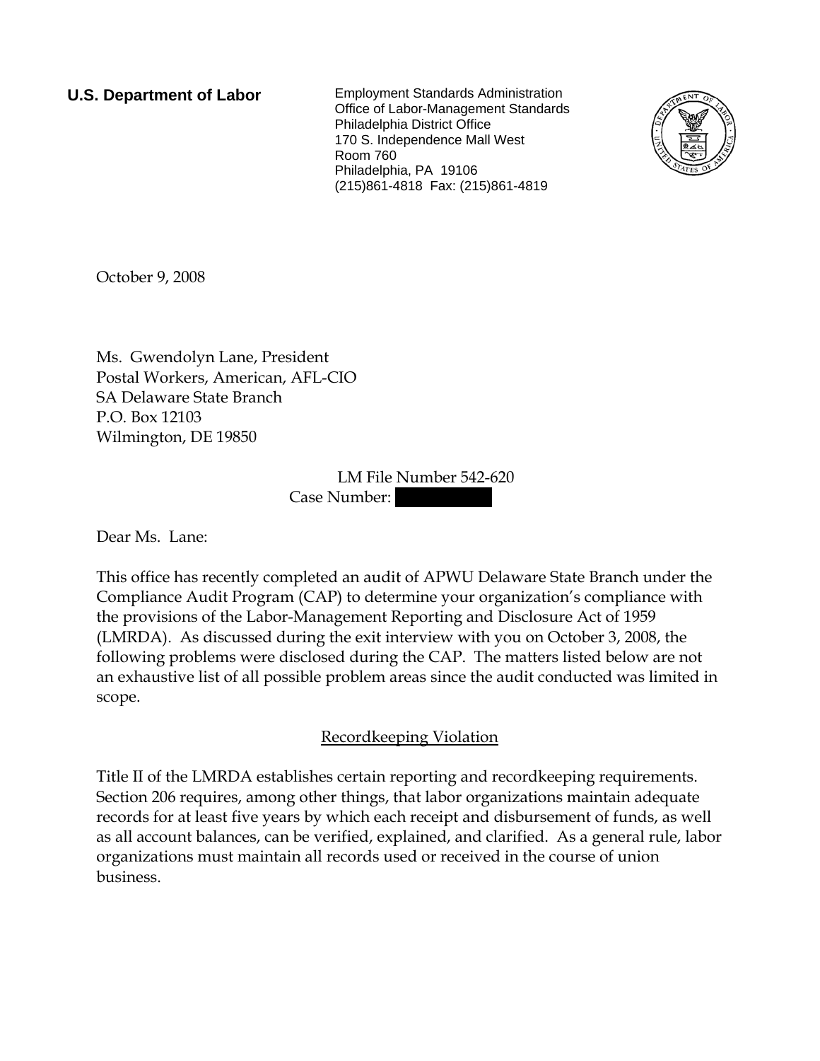**U.S. Department of Labor**

Employment Standards Administration
Office of Labor-Management Standards
Philadelphia District Office
170 S. Independence Mall West
Room 760
Philadelphia, PA 19106
(215)861-4818 Fax: (215)861-4819

October 9, 2008

Ms. Gwendolyn Lane, President
Postal Workers, American, AFL-CIO
SA Delaware State Branch
P.O. Box 12103
Wilmington, DE 19850

LM File Number 542-620
Case Number: [redacted]

Dear Ms. Lane:

This office has recently completed an audit of APWU Delaware State Branch under the Compliance Audit Program (CAP) to determine your organization's compliance with the provisions of the Labor-Management Reporting and Disclosure Act of 1959 (LMRDA). As discussed during the exit interview with you on October 3, 2008, the following problems were disclosed during the CAP. The matters listed below are not an exhaustive list of all possible problem areas since the audit conducted was limited in scope.

## Recordkeeping Violation

Title II of the LMRDA establishes certain reporting and recordkeeping requirements. Section 206 requires, among other things, that labor organizations maintain adequate records for at least five years by which each receipt and disbursement of funds, as well as all account balances, can be verified, explained, and clarified. As a general rule, labor organizations must maintain all records used or received in the course of union business.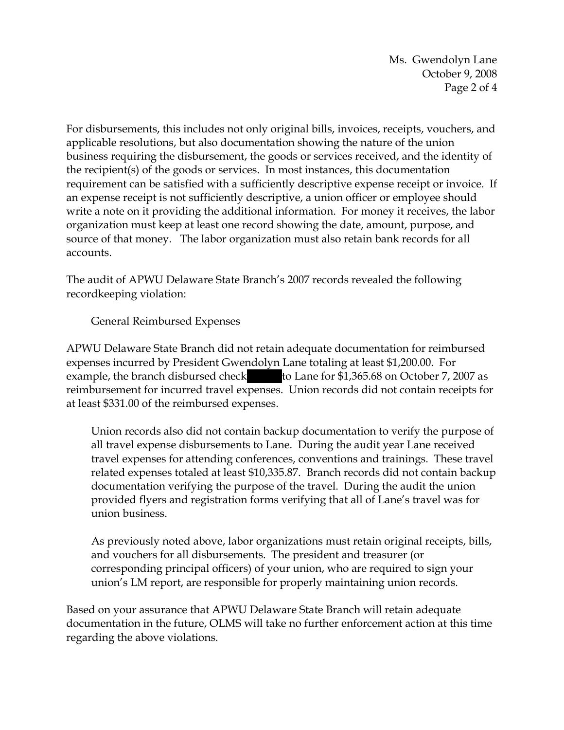For disbursements, this includes not only original bills, invoices, receipts, vouchers, and applicable resolutions, but also documentation showing the nature of the union business requiring the disbursement, the goods or services received, and the identity of the recipient(s) of the goods or services. In most instances, this documentation requirement can be satisfied with a sufficiently descriptive expense receipt or invoice. If an expense receipt is not sufficiently descriptive, a union officer or employee should write a note on it providing the additional information. For money it receives, the labor organization must keep at least one record showing the date, amount, purpose, and source of that money. The labor organization must also retain bank records for all accounts.

The audit of APWU Delaware State Branch's 2007 records revealed the following recordkeeping violation:

General Reimbursed Expenses

APWU Delaware State Branch did not retain adequate documentation for reimbursed expenses incurred by President Gwendolyn Lane totaling at least $1,200.00. For example, the branch disbursed check [redacted] to Lane for $1,365.68 on October 7, 2007 as reimbursement for incurred travel expenses. Union records did not contain receipts for at least $331.00 of the reimbursed expenses.

> Union records also did not contain backup documentation to verify the purpose of all travel expense disbursements to Lane. During the audit year Lane received travel expenses for attending conferences, conventions and trainings. These travel related expenses totaled at least $10,335.87. Branch records did not contain backup documentation verifying the purpose of the travel. During the audit the union provided flyers and registration forms verifying that all of Lane's travel was for union business.
>
> As previously noted above, labor organizations must retain original receipts, bills, and vouchers for all disbursements. The president and treasurer (or corresponding principal officers) of your union, who are required to sign your union's LM report, are responsible for properly maintaining union records.

Based on your assurance that APWU Delaware State Branch will retain adequate documentation in the future, OLMS will take no further enforcement action at this time regarding the above violations.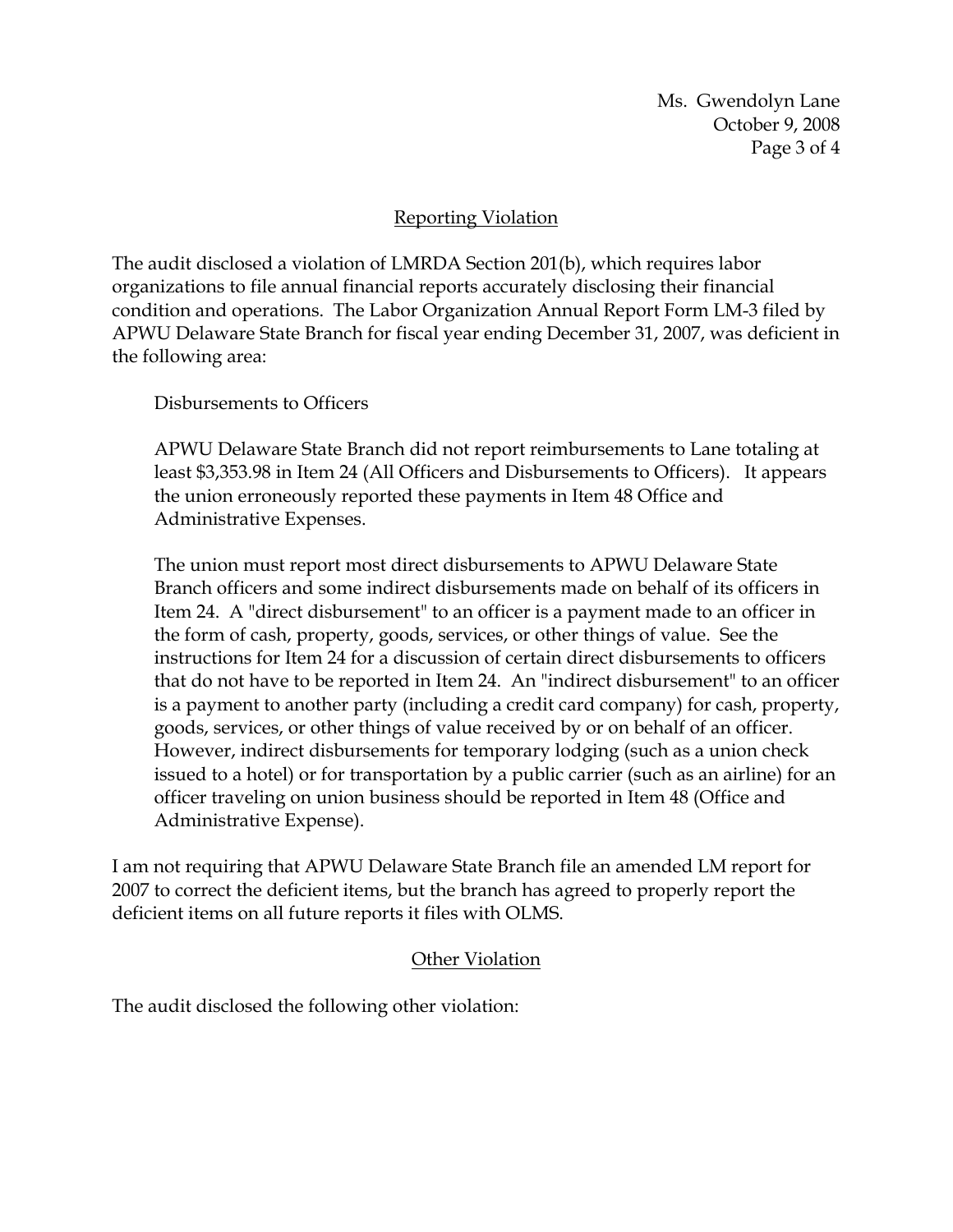## Reporting Violation

The audit disclosed a violation of LMRDA Section 201(b), which requires labor organizations to file annual financial reports accurately disclosing their financial condition and operations. The Labor Organization Annual Report Form LM-3 filed by APWU Delaware State Branch for fiscal year ending December 31, 2007, was deficient in the following area:

Disbursements to Officers

APWU Delaware State Branch did not report reimbursements to Lane totaling at least $3,353.98 in Item 24 (All Officers and Disbursements to Officers). It appears the union erroneously reported these payments in Item 48 Office and Administrative Expenses.

The union must report most direct disbursements to APWU Delaware State Branch officers and some indirect disbursements made on behalf of its officers in Item 24. A "direct disbursement" to an officer is a payment made to an officer in the form of cash, property, goods, services, or other things of value. See the instructions for Item 24 for a discussion of certain direct disbursements to officers that do not have to be reported in Item 24. An "indirect disbursement" to an officer is a payment to another party (including a credit card company) for cash, property, goods, services, or other things of value received by or on behalf of an officer. However, indirect disbursements for temporary lodging (such as a union check issued to a hotel) or for transportation by a public carrier (such as an airline) for an officer traveling on union business should be reported in Item 48 (Office and Administrative Expense).

I am not requiring that APWU Delaware State Branch file an amended LM report for 2007 to correct the deficient items, but the branch has agreed to properly report the deficient items on all future reports it files with OLMS.

## Other Violation

The audit disclosed the following other violation: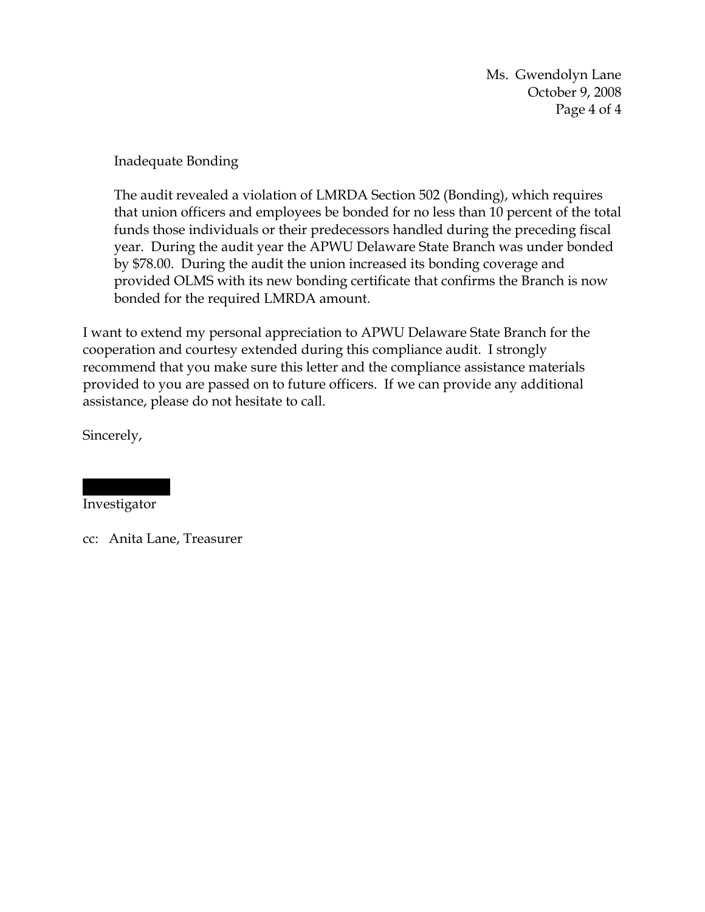Inadequate Bonding

The audit revealed a violation of LMRDA Section 502 (Bonding), which requires that union officers and employees be bonded for no less than 10 percent of the total funds those individuals or their predecessors handled during the preceding fiscal year. During the audit year the APWU Delaware State Branch was under bonded by $78.00. During the audit the union increased its bonding coverage and provided OLMS with its new bonding certificate that confirms the Branch is now bonded for the required LMRDA amount.

I want to extend my personal appreciation to APWU Delaware State Branch for the cooperation and courtesy extended during this compliance audit. I strongly recommend that you make sure this letter and the compliance assistance materials provided to you are passed on to future officers. If we can provide any additional assistance, please do not hesitate to call.

Sincerely,

Investigator

cc: Anita Lane, Treasurer